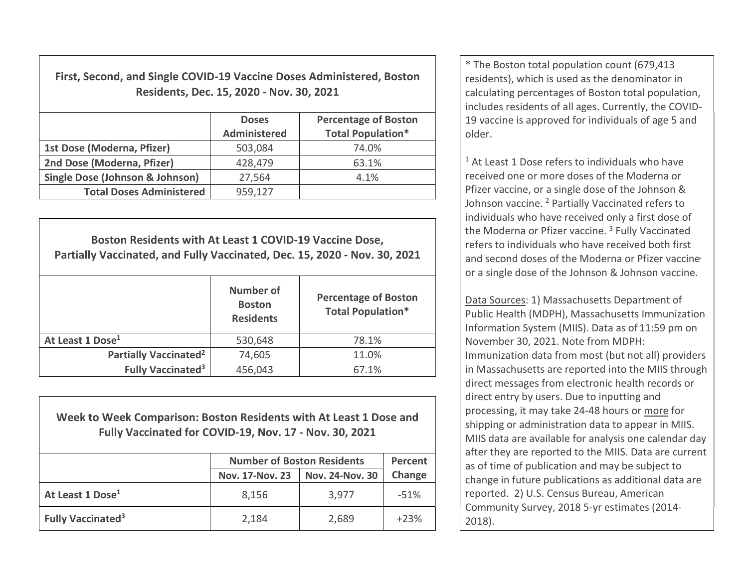## First, Second, and Single COVID-19 Vaccine Doses Administered, Boston Residents, Dec. 15, 2020 - Nov. 30, 2021

| | Doses Administered | Percentage of Boston Total Population* |
|---|---|---|
| **1st Dose (Moderna, Pfizer)** | 503,084 | 74.0% |
| **2nd Dose (Moderna, Pfizer)** | 428,479 | 63.1% |
| **Single Dose (Johnson & Johnson)** | 27,564 | 4.1% |
| **Total Doses Administered** | 959,127 | |

## Boston Residents with At Least 1 COVID-19 Vaccine Dose, Partially Vaccinated, and Fully Vaccinated, Dec. 15, 2020 - Nov. 30, 2021

| | Number of Boston Residents | Percentage of Boston Total Population* |
|---|---|---|
| **At Least 1 Dose[1]** | 530,648 | 78.1% |
| **Partially Vaccinated[2]** | 74,605 | 11.0% |
| **Fully Vaccinated[3]** | 456,043 | 67.1% |

## Week to Week Comparison: Boston Residents with At Least 1 Dose and Fully Vaccinated for COVID-19, Nov. 17 - Nov. 30, 2021

| | Number of Boston Residents | | Percent Change |
|---|---|---|---|
| | Nov. 17-Nov. 23 | Nov. 24-Nov. 30 | |
| **At Least 1 Dose[1]** | 8,156 | 3,977 | -51% |
| **Fully Vaccinated[3]** | 2,184 | 2,689 | +23% |

* The Boston total population count (679,413 residents), which is used as the denominator in calculating percentages of Boston total population, includes residents of all ages. Currently, the COVID-19 vaccine is approved for individuals of age 5 and older.

[1] At Least 1 Dose refers to individuals who have received one or more doses of the Moderna or Pfizer vaccine, or a single dose of the Johnson & Johnson vaccine. [2] Partially Vaccinated refers to individuals who have received only a first dose of the Moderna or Pfizer vaccine. [3] Fully Vaccinated refers to individuals who have received both first and second doses of the Moderna or Pfizer vaccine or a single dose of the Johnson & Johnson vaccine.

Data Sources: 1) Massachusetts Department of Public Health (MDPH), Massachusetts Immunization Information System (MIIS). Data as of 11:59 pm on November 30, 2021. Note from MDPH: Immunization data from most (but not all) providers in Massachusetts are reported into the MIIS through direct messages from electronic health records or direct entry by users. Due to inputting and processing, it may take 24-48 hours or more for shipping or administration data to appear in MIIS. MIIS data are available for analysis one calendar day after they are reported to the MIIS. Data are current as of time of publication and may be subject to change in future publications as additional data are reported. 2) U.S. Census Bureau, American Community Survey, 2018 5-yr estimates (2014-2018).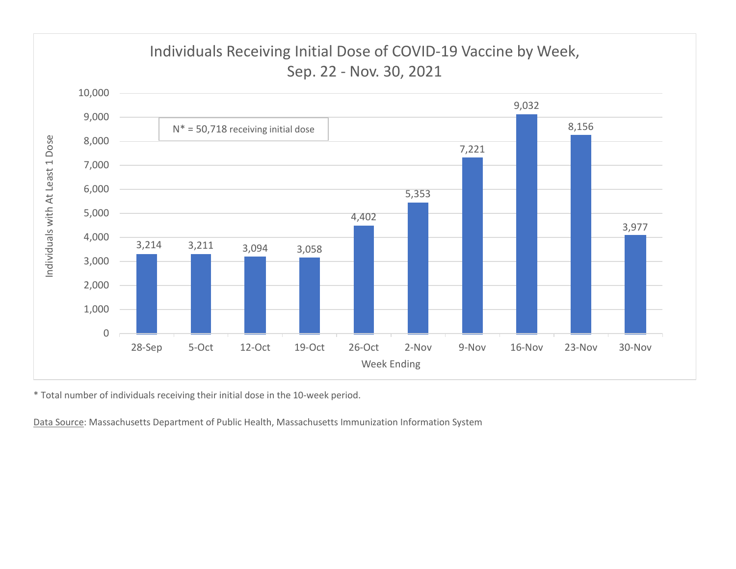## Individuals Receiving Initial Dose of COVID-19 Vaccine by Week, Sep. 22 - Nov. 30, 2021

N* = 50,718 receiving initial dose

| Week Ending | Individuals with At Least 1 Dose |
|---|---|
| 28-Sep | 3,214 |
| 5-Oct | 3,211 |
| 12-Oct | 3,094 |
| 19-Oct | 3,058 |
| 26-Oct | 4,402 |
| 2-Nov | 5,353 |
| 9-Nov | 7,221 |
| 16-Nov | 9,032 |
| 23-Nov | 8,156 |
| 30-Nov | 3,977 |

* Total number of individuals receiving their initial dose in the 10-week period.

Data Source: Massachusetts Department of Public Health, Massachusetts Immunization Information System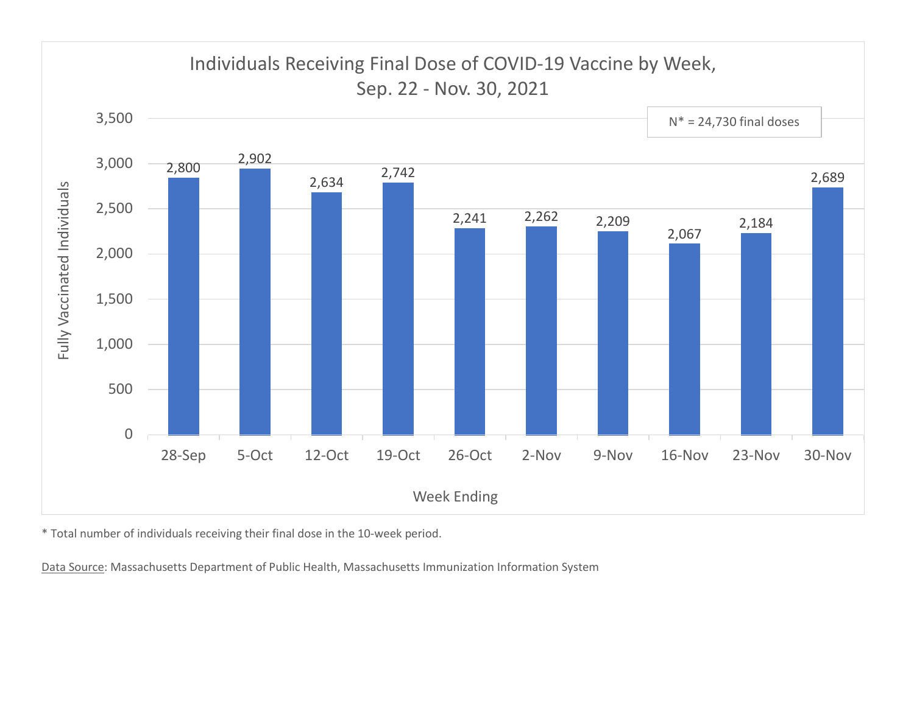## Individuals Receiving Final Dose of COVID-19 Vaccine by Week, Sep. 22 - Nov. 30, 2021

N* = 24,730 final doses

| Week Ending | Fully Vaccinated Individuals |
|---|---|
| 28-Sep | 2,800 |
| 5-Oct | 2,902 |
| 12-Oct | 2,634 |
| 19-Oct | 2,742 |
| 26-Oct | 2,241 |
| 2-Nov | 2,262 |
| 9-Nov | 2,209 |
| 16-Nov | 2,067 |
| 23-Nov | 2,184 |
| 30-Nov | 2,689 |

* Total number of individuals receiving their final dose in the 10-week period.

Data Source: Massachusetts Department of Public Health, Massachusetts Immunization Information System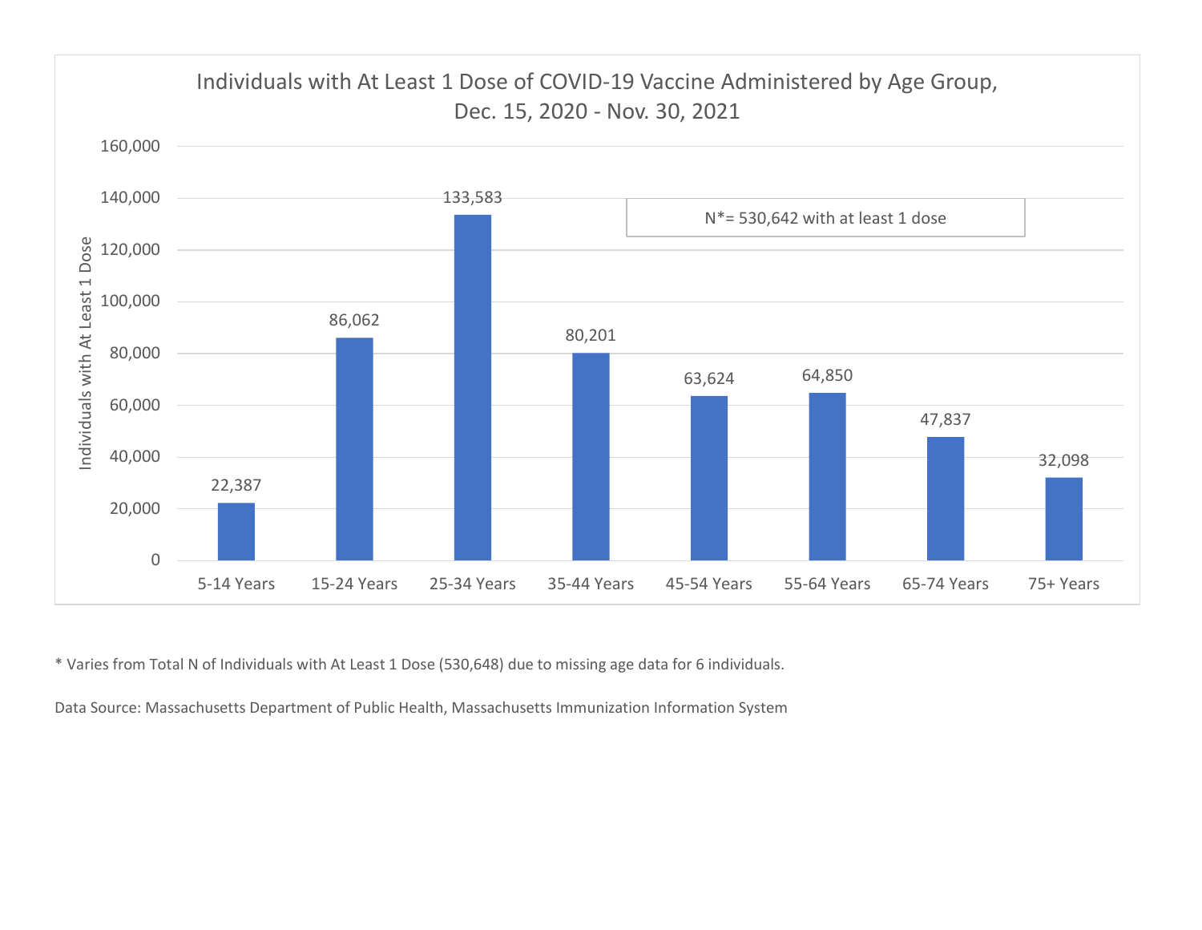## Individuals with At Least 1 Dose of COVID-19 Vaccine Administered by Age Group, Dec. 15, 2020 - Nov. 30, 2021

| Age Group | Individuals with At Least 1 Dose |
| --- | --- |
| 5-14 Years | 22,387 |
| 15-24 Years | 86,062 |
| 25-34 Years | 133,583 |
| 35-44 Years | 80,201 |
| 45-54 Years | 63,624 |
| 55-64 Years | 64,850 |
| 65-74 Years | 47,837 |
| 75+ Years | 32,098 |

N*= 530,642 with at least 1 dose

* Varies from Total N of Individuals with At Least 1 Dose (530,648) due to missing age data for 6 individuals.

Data Source: Massachusetts Department of Public Health, Massachusetts Immunization Information System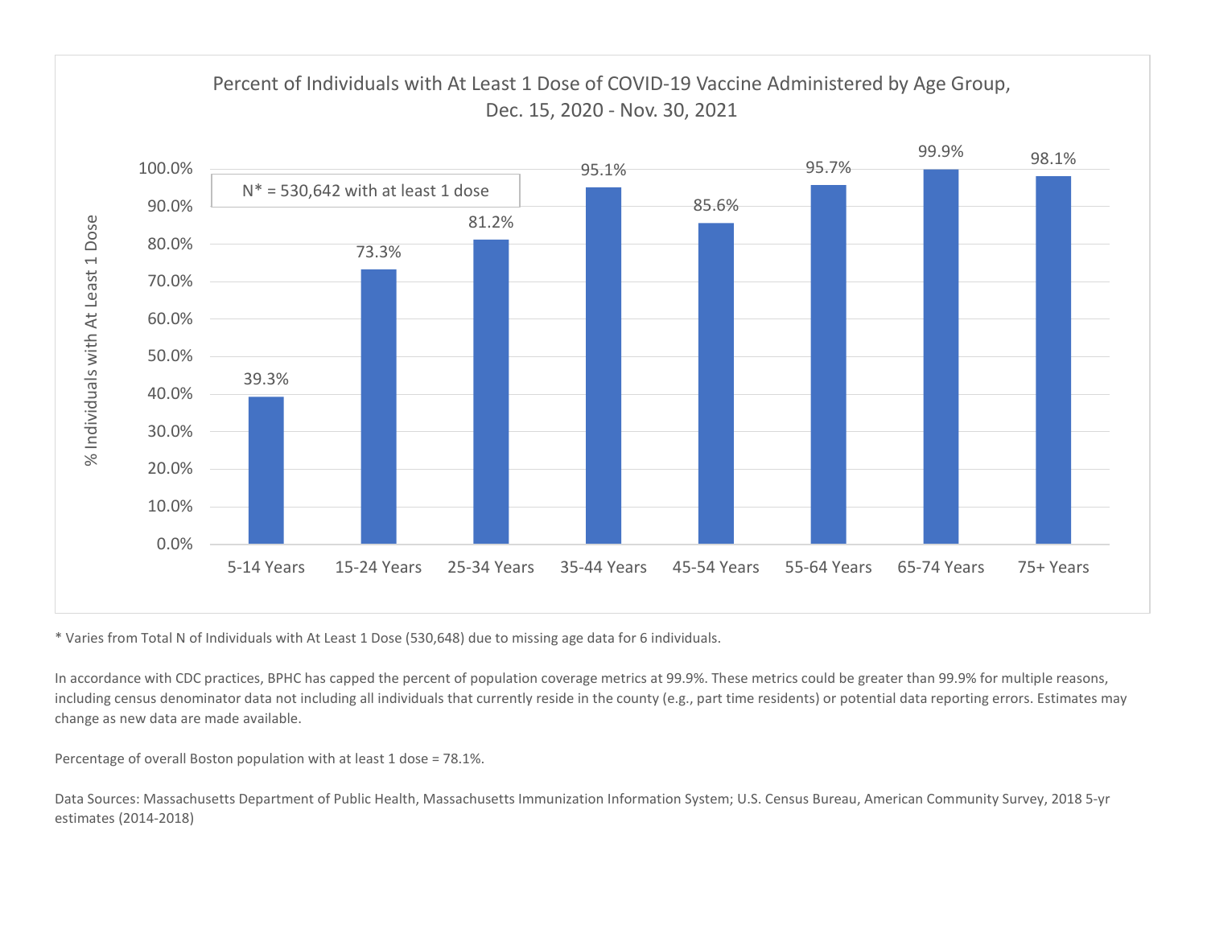## Percent of Individuals with At Least 1 Dose of COVID-19 Vaccine Administered by Age Group, Dec. 15, 2020 - Nov. 30, 2021

N* = 530,642 with at least 1 dose

| Age Group | % Individuals with At Least 1 Dose |
| --- | --- |
| 5-14 Years | 39.3% |
| 15-24 Years | 73.3% |
| 25-34 Years | 81.2% |
| 35-44 Years | 95.1% |
| 45-54 Years | 85.6% |
| 55-64 Years | 95.7% |
| 65-74 Years | 99.9% |
| 75+ Years | 98.1% |

* Varies from Total N of Individuals with At Least 1 Dose (530,648) due to missing age data for 6 individuals.

In accordance with CDC practices, BPHC has capped the percent of population coverage metrics at 99.9%. These metrics could be greater than 99.9% for multiple reasons, including census denominator data not including all individuals that currently reside in the county (e.g., part time residents) or potential data reporting errors. Estimates may change as new data are made available.

Percentage of overall Boston population with at least 1 dose = 78.1%.

Data Sources: Massachusetts Department of Public Health, Massachusetts Immunization Information System; U.S. Census Bureau, American Community Survey, 2018 5-yr estimates (2014-2018)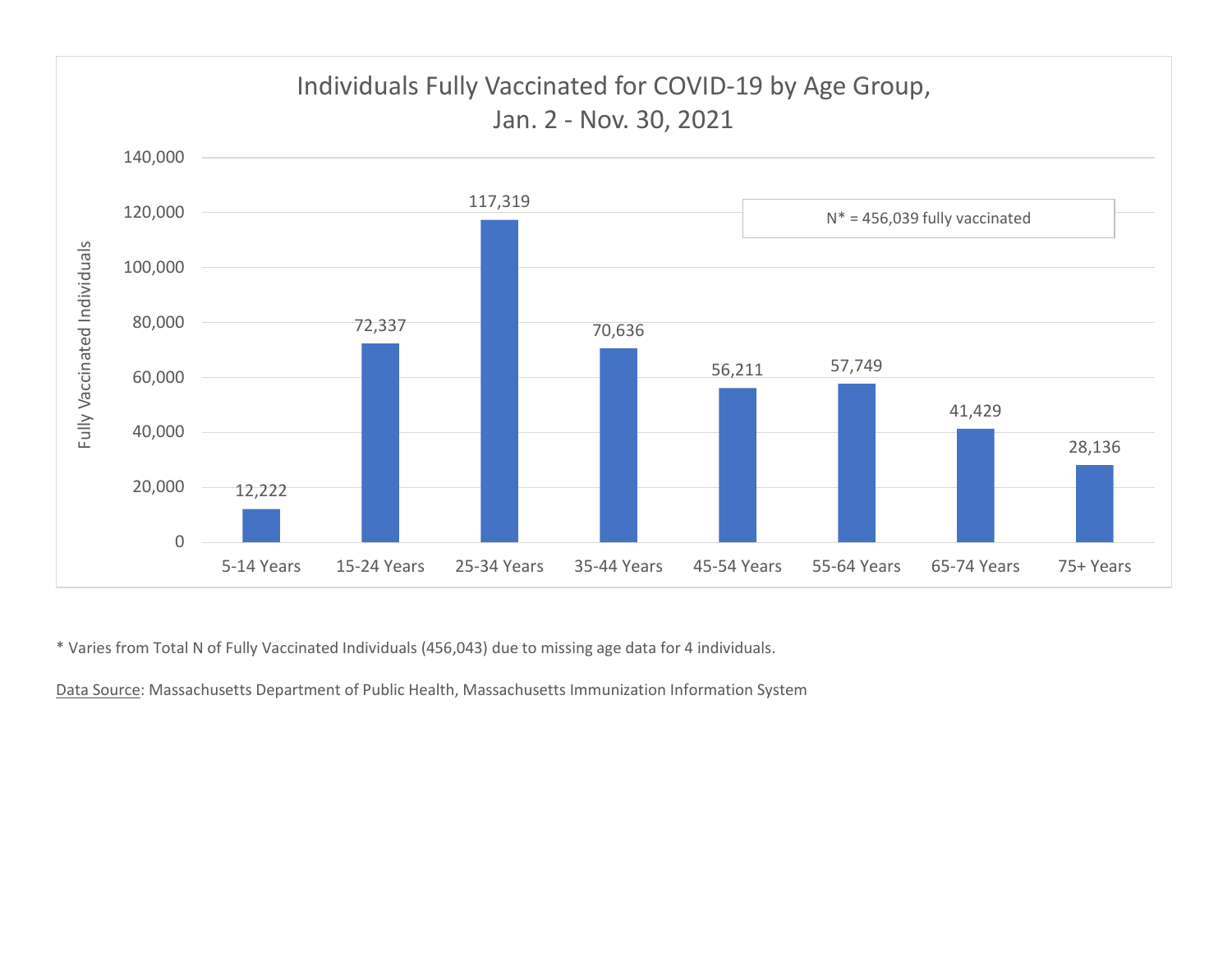## Individuals Fully Vaccinated for COVID-19 by Age Group, Jan. 2 - Nov. 30, 2021

N* = 456,039 fully vaccinated

| Age Group | Fully Vaccinated Individuals |
|---|---|
| 5-14 Years | 12,222 |
| 15-24 Years | 72,337 |
| 25-34 Years | 117,319 |
| 35-44 Years | 70,636 |
| 45-54 Years | 56,211 |
| 55-64 Years | 57,749 |
| 65-74 Years | 41,429 |
| 75+ Years | 28,136 |

* Varies from Total N of Fully Vaccinated Individuals (456,043) due to missing age data for 4 individuals.

Data Source: Massachusetts Department of Public Health, Massachusetts Immunization Information System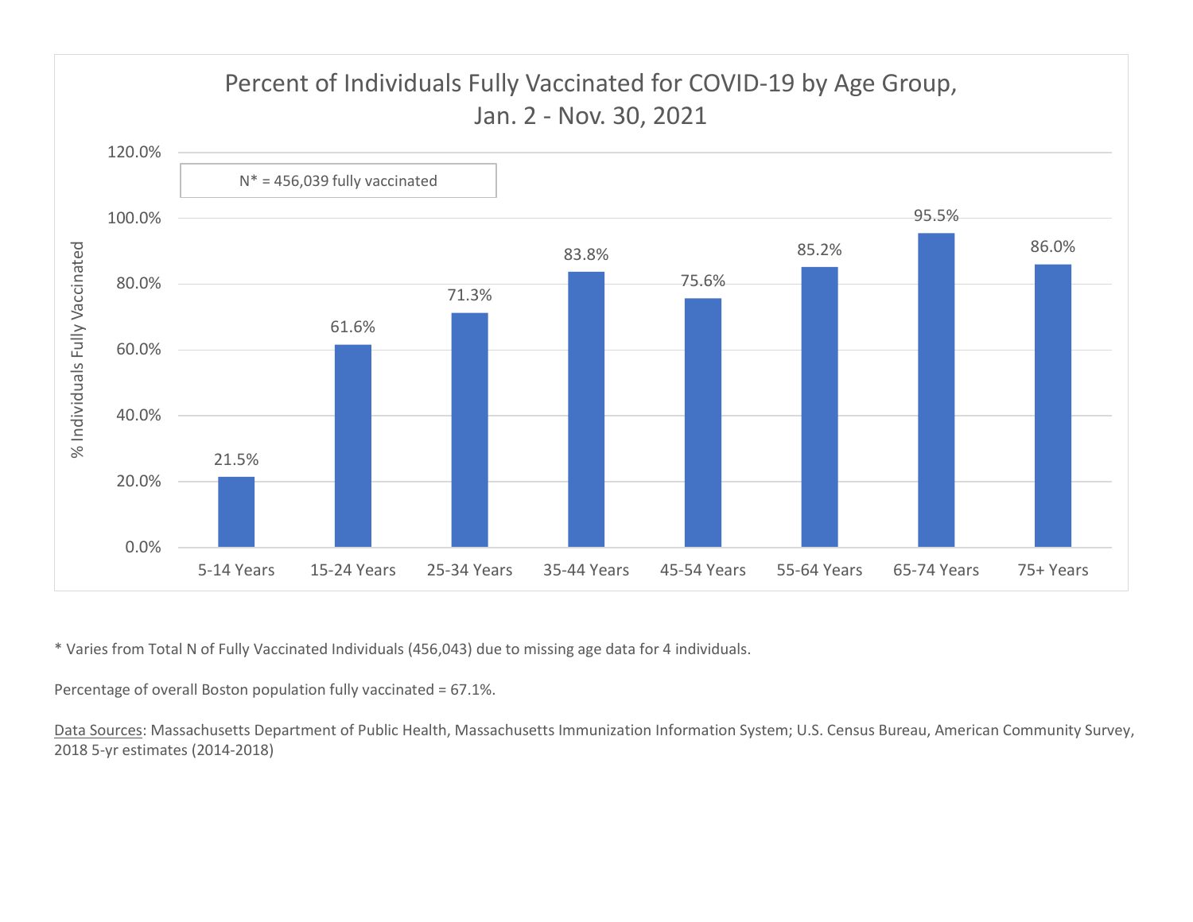## Percent of Individuals Fully Vaccinated for COVID-19 by Age Group, Jan. 2 - Nov. 30, 2021

N* = 456,039 fully vaccinated

| Age Group | % Individuals Fully Vaccinated |
|---|---|
| 5-14 Years | 21.5% |
| 15-24 Years | 61.6% |
| 25-34 Years | 71.3% |
| 35-44 Years | 83.8% |
| 45-54 Years | 75.6% |
| 55-64 Years | 85.2% |
| 65-74 Years | 95.5% |
| 75+ Years | 86.0% |

* Varies from Total N of Fully Vaccinated Individuals (456,043) due to missing age data for 4 individuals.

Percentage of overall Boston population fully vaccinated = 67.1%.

Data Sources: Massachusetts Department of Public Health, Massachusetts Immunization Information System; U.S. Census Bureau, American Community Survey, 2018 5-yr estimates (2014-2018)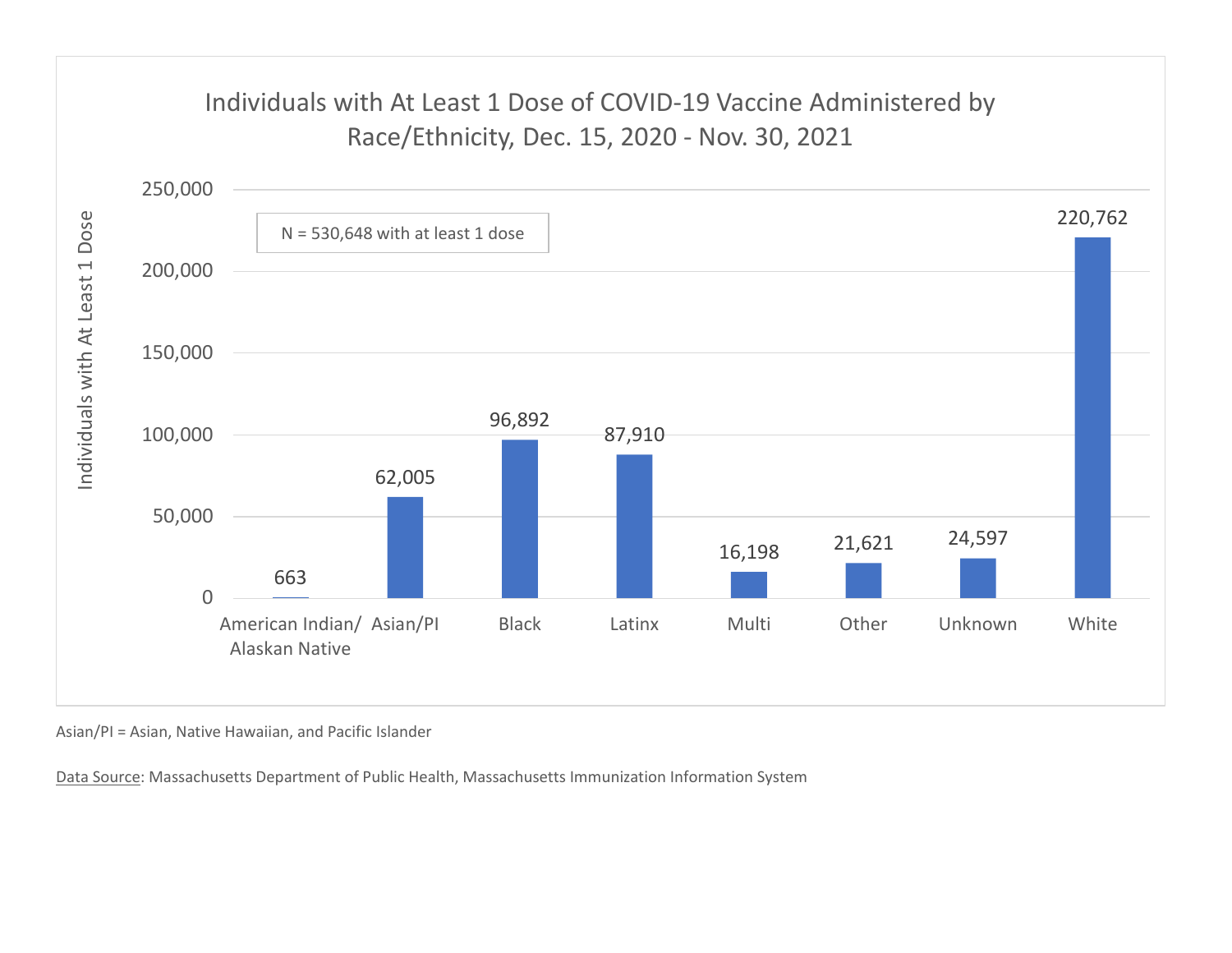## Individuals with At Least 1 Dose of COVID-19 Vaccine Administered by Race/Ethnicity, Dec. 15, 2020 - Nov. 30, 2021

N = 530,648 with at least 1 dose

| Race/Ethnicity | Individuals with At Least 1 Dose |
|---|---|
| American Indian/ Alaskan Native | 663 |
| Asian/PI | 62,005 |
| Black | 96,892 |
| Latinx | 87,910 |
| Multi | 16,198 |
| Other | 21,621 |
| Unknown | 24,597 |
| White | 220,762 |

Asian/PI = Asian, Native Hawaiian, and Pacific Islander

Data Source: Massachusetts Department of Public Health, Massachusetts Immunization Information System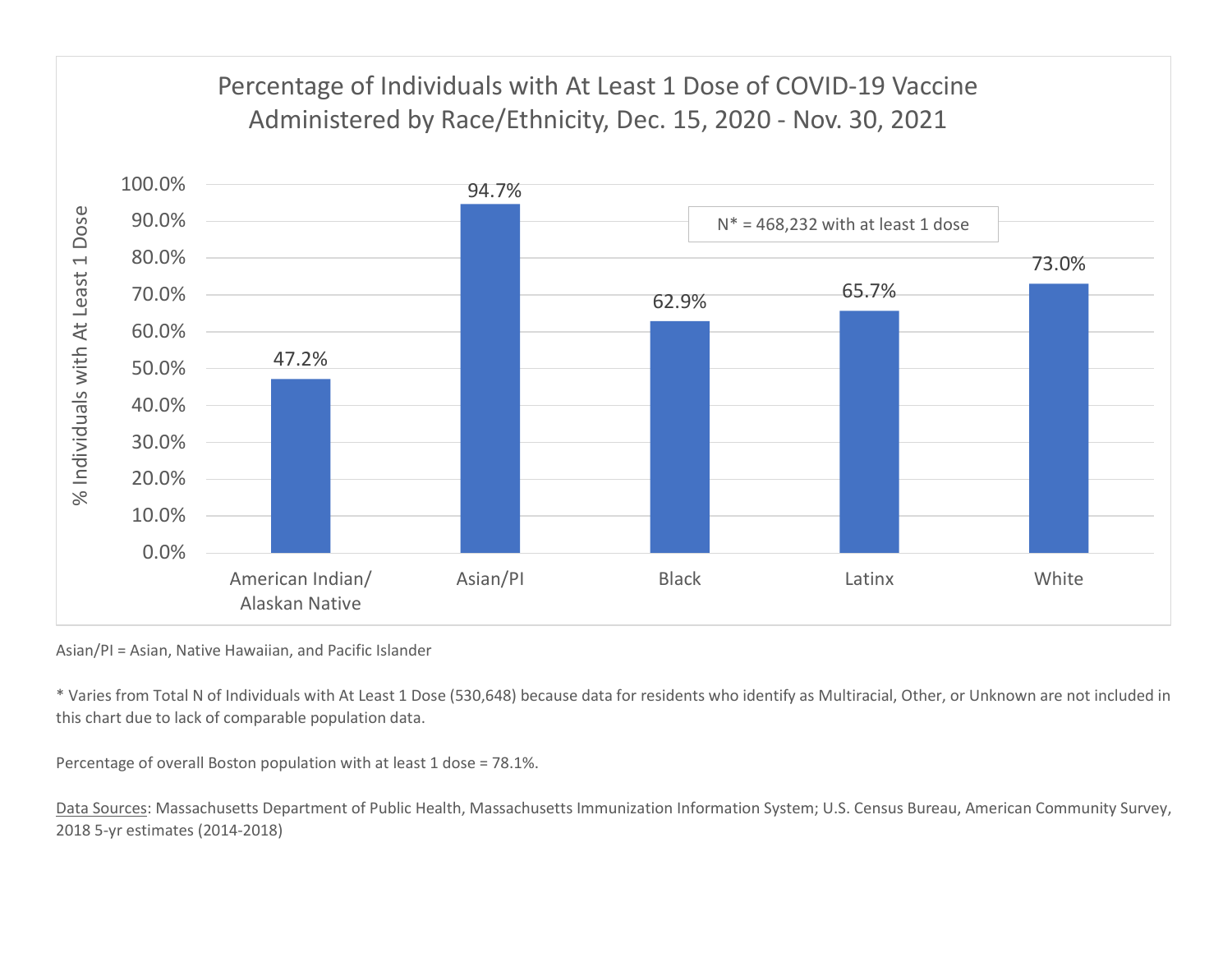## Percentage of Individuals with At Least 1 Dose of COVID-19 Vaccine Administered by Race/Ethnicity, Dec. 15, 2020 - Nov. 30, 2021

| Race/Ethnicity | % Individuals with At Least 1 Dose |
| --- | --- |
| American Indian/ Alaskan Native | 47.2% |
| Asian/PI | 94.7% |
| Black | 62.9% |
| Latinx | 65.7% |
| White | 73.0% |

N* = 468,232 with at least 1 dose

Asian/PI = Asian, Native Hawaiian, and Pacific Islander

* Varies from Total N of Individuals with At Least 1 Dose (530,648) because data for residents who identify as Multiracial, Other, or Unknown are not included in this chart due to lack of comparable population data.

Percentage of overall Boston population with at least 1 dose = 78.1%.

Data Sources: Massachusetts Department of Public Health, Massachusetts Immunization Information System; U.S. Census Bureau, American Community Survey, 2018 5-yr estimates (2014-2018)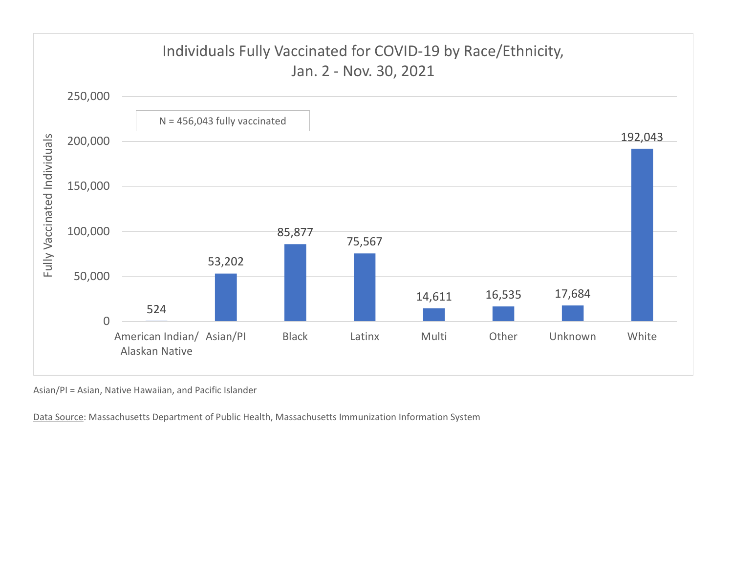## Individuals Fully Vaccinated for COVID-19 by Race/Ethnicity, Jan. 2 - Nov. 30, 2021

N = 456,043 fully vaccinated

| Race/Ethnicity | Fully Vaccinated Individuals |
|---|---|
| American Indian/ Alaskan Native | 524 |
| Asian/PI | 53,202 |
| Black | 85,877 |
| Latinx | 75,567 |
| Multi | 14,611 |
| Other | 16,535 |
| Unknown | 17,684 |
| White | 192,043 |

Asian/PI = Asian, Native Hawaiian, and Pacific Islander

Data Source: Massachusetts Department of Public Health, Massachusetts Immunization Information System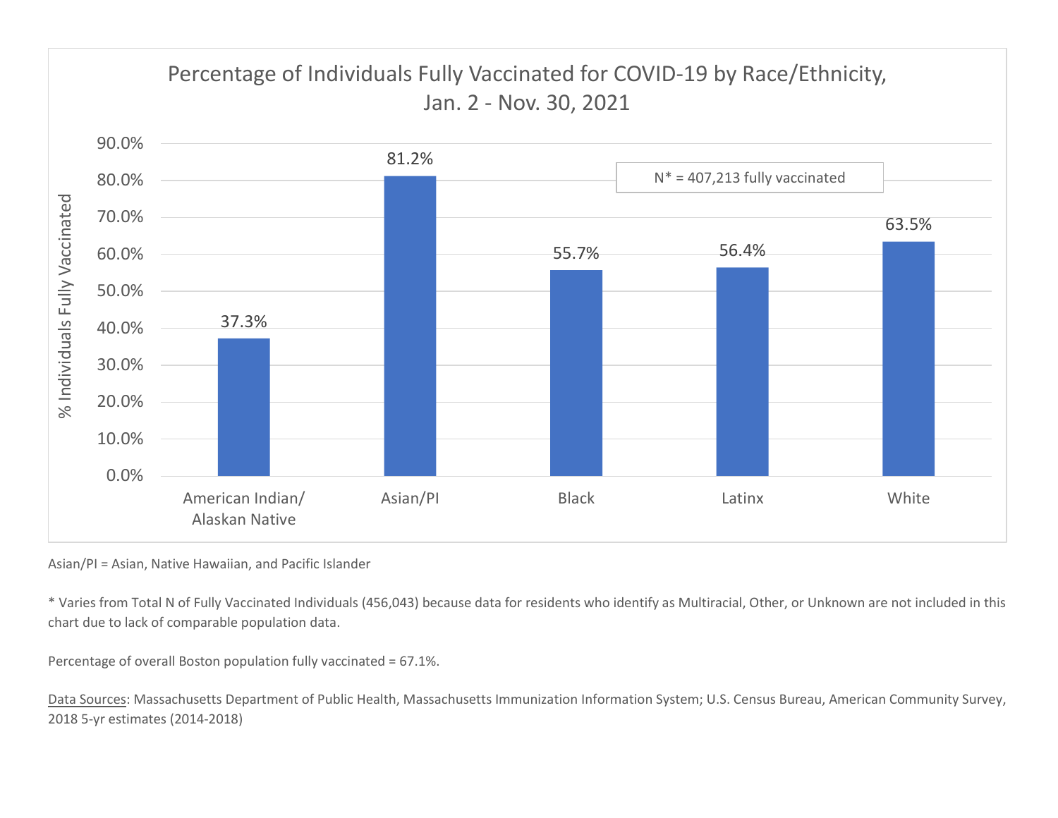## Percentage of Individuals Fully Vaccinated for COVID-19 by Race/Ethnicity, Jan. 2 - Nov. 30, 2021

N* = 407,213 fully vaccinated

| Race/Ethnicity | % Individuals Fully Vaccinated |
|---|---|
| American Indian/ Alaskan Native | 37.3% |
| Asian/PI | 81.2% |
| Black | 55.7% |
| Latinx | 56.4% |
| White | 63.5% |

Asian/PI = Asian, Native Hawaiian, and Pacific Islander

* Varies from Total N of Fully Vaccinated Individuals (456,043) because data for residents who identify as Multiracial, Other, or Unknown are not included in this chart due to lack of comparable population data.

Percentage of overall Boston population fully vaccinated = 67.1%.

Data Sources: Massachusetts Department of Public Health, Massachusetts Immunization Information System; U.S. Census Bureau, American Community Survey, 2018 5-yr estimates (2014-2018)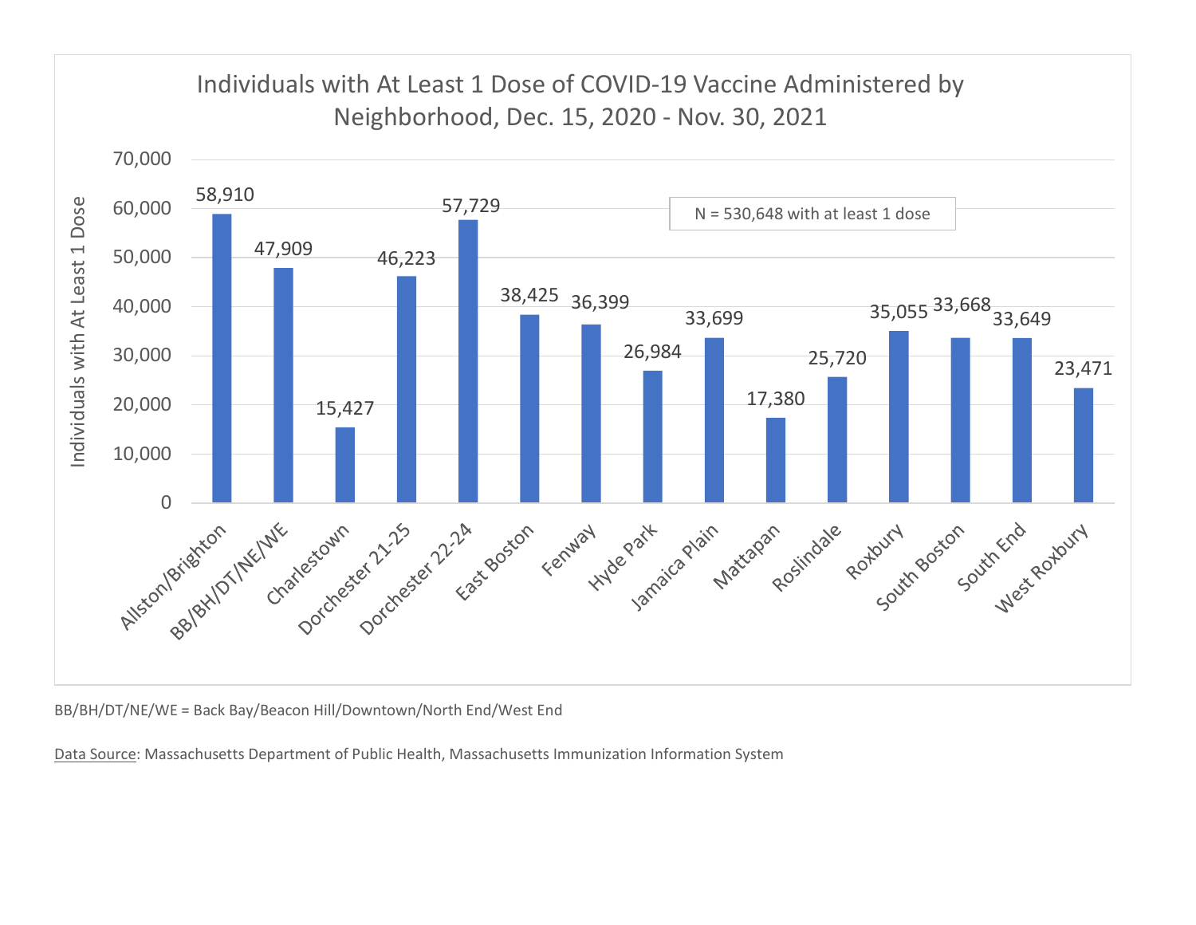## Individuals with At Least 1 Dose of COVID-19 Vaccine Administered by Neighborhood, Dec. 15, 2020 - Nov. 30, 2021

N = 530,648 with at least 1 dose

| Neighborhood | Individuals with At Least 1 Dose |
|---|---|
| Allston/Brighton | 58,910 |
| BB/BH/DT/NE/WE | 47,909 |
| Charlestown | 15,427 |
| Dorchester 21-25 | 46,223 |
| Dorchester 22-24 | 57,729 |
| East Boston | 38,425 |
| Fenway | 36,399 |
| Hyde Park | 26,984 |
| Jamaica Plain | 33,699 |
| Mattapan | 17,380 |
| Roslindale | 25,720 |
| Roxbury | 35,055 |
| South Boston | 33,668 |
| South End | 33,649 |
| West Roxbury | 23,471 |

BB/BH/DT/NE/WE = Back Bay/Beacon Hill/Downtown/North End/West End

Data Source: Massachusetts Department of Public Health, Massachusetts Immunization Information System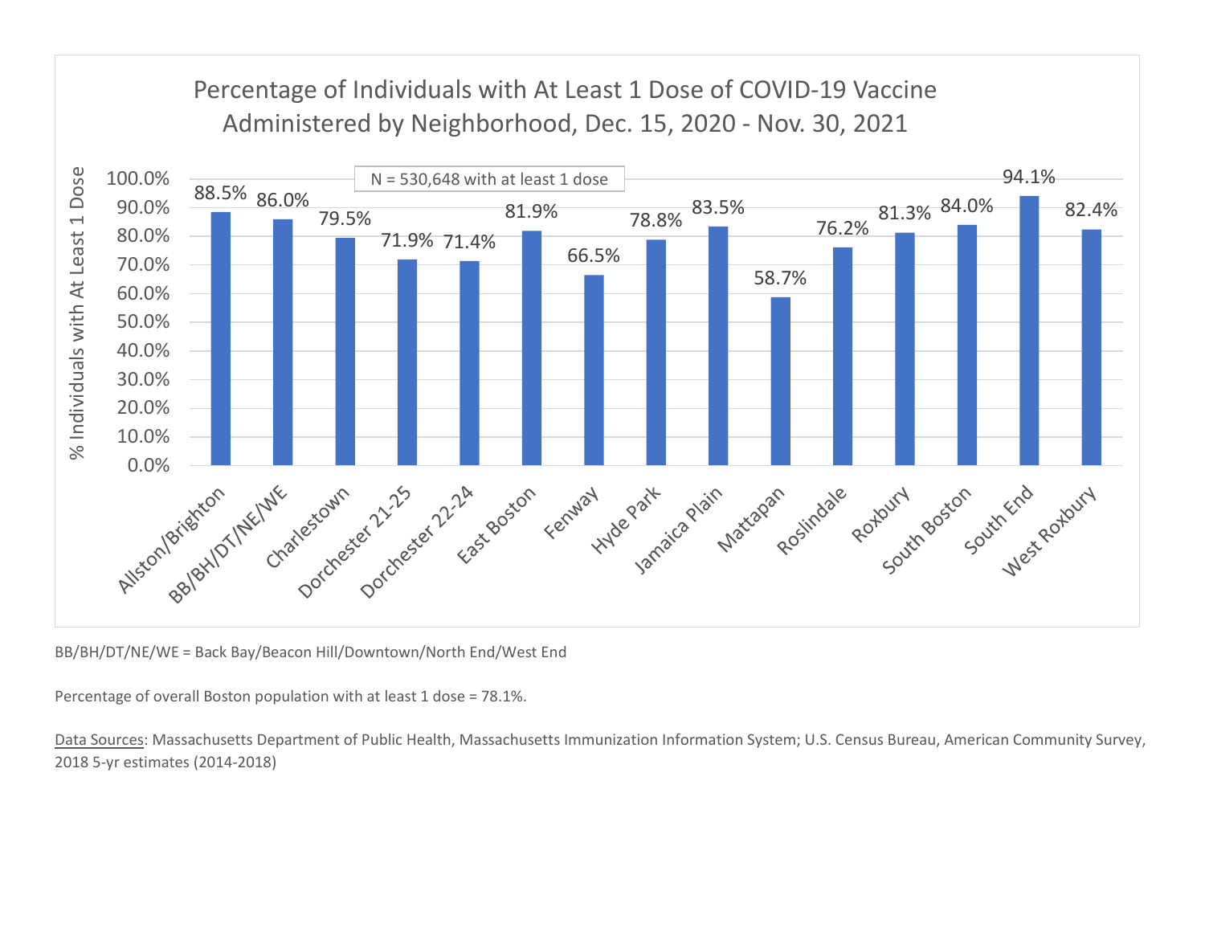## Percentage of Individuals with At Least 1 Dose of COVID-19 Vaccine Administered by Neighborhood, Dec. 15, 2020 - Nov. 30, 2021

N = 530,648 with at least 1 dose

| Neighborhood | % Individuals with At Least 1 Dose |
| --- | --- |
| Allston/Brighton | 88.5% |
| BB/BH/DT/NE/WE | 86.0% |
| Charlestown | 79.5% |
| Dorchester 21-25 | 71.9% |
| Dorchester 22-24 | 71.4% |
| East Boston | 81.9% |
| Fenway | 66.5% |
| Hyde Park | 78.8% |
| Jamaica Plain | 83.5% |
| Mattapan | 58.7% |
| Roslindale | 76.2% |
| Roxbury | 81.3% |
| South Boston | 84.0% |
| South End | 94.1% |
| West Roxbury | 82.4% |

BB/BH/DT/NE/WE = Back Bay/Beacon Hill/Downtown/North End/West End

Percentage of overall Boston population with at least 1 dose = 78.1%.

Data Sources: Massachusetts Department of Public Health, Massachusetts Immunization Information System; U.S. Census Bureau, American Community Survey, 2018 5-yr estimates (2014-2018)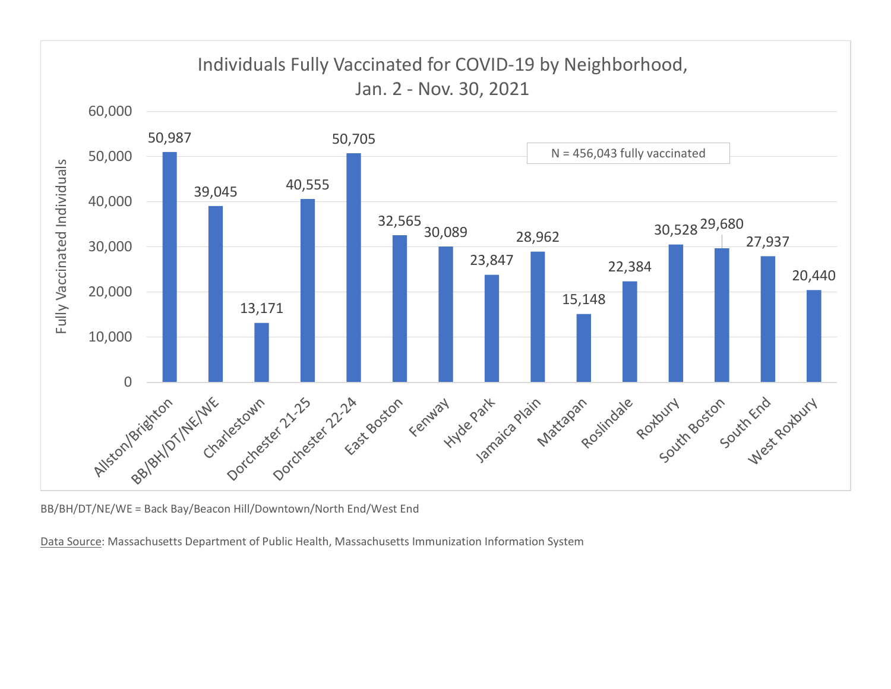## Individuals Fully Vaccinated for COVID-19 by Neighborhood, Jan. 2 - Nov. 30, 2021

N = 456,043 fully vaccinated

| Neighborhood | Fully Vaccinated Individuals |
|---|---|
| Allston/Brighton | 50,987 |
| BB/BH/DT/NE/WE | 39,045 |
| Charlestown | 13,171 |
| Dorchester 21-25 | 40,555 |
| Dorchester 22-24 | 50,705 |
| East Boston | 32,565 |
| Fenway | 30,089 |
| Hyde Park | 23,847 |
| Jamaica Plain | 28,962 |
| Mattapan | 15,148 |
| Roslindale | 22,384 |
| Roxbury | 30,528 |
| South Boston | 29,680 |
| South End | 27,937 |
| West Roxbury | 20,440 |

BB/BH/DT/NE/WE = Back Bay/Beacon Hill/Downtown/North End/West End

Data Source: Massachusetts Department of Public Health, Massachusetts Immunization Information System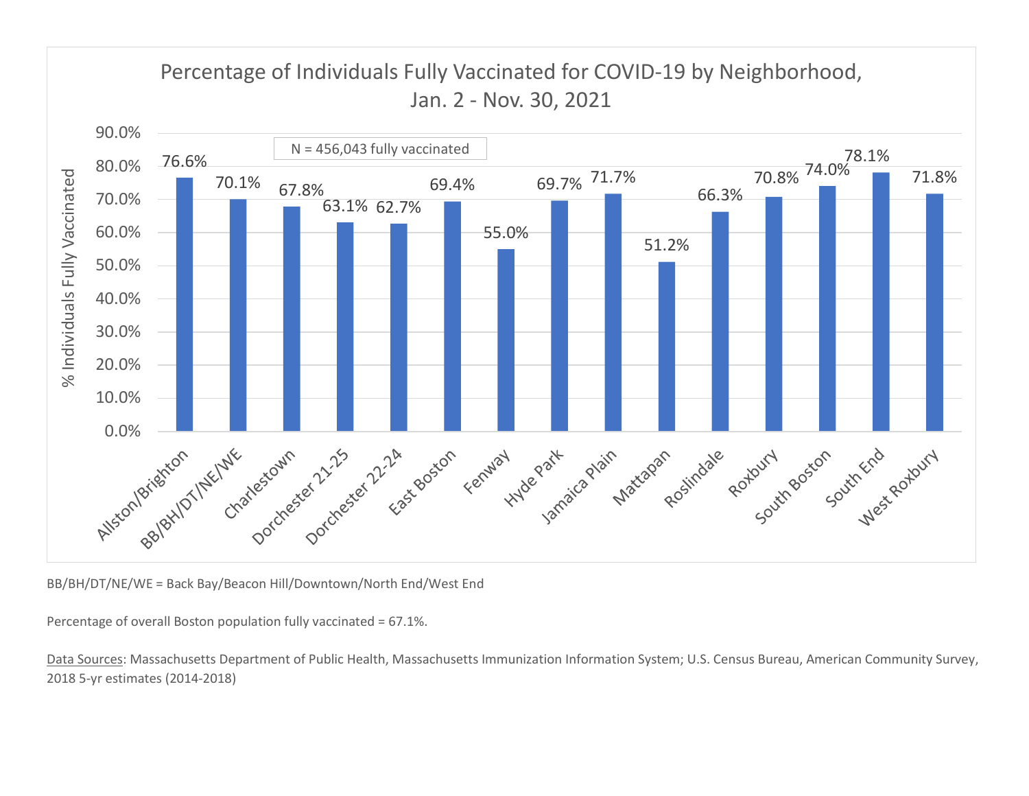## Percentage of Individuals Fully Vaccinated for COVID-19 by Neighborhood, Jan. 2 - Nov. 30, 2021

N = 456,043 fully vaccinated

| Neighborhood | % Individuals Fully Vaccinated |
|---|---|
| Allston/Brighton | 76.6% |
| BB/BH/DT/NE/WE | 70.1% |
| Charlestown | 67.8% |
| Dorchester 21-25 | 63.1% |
| Dorchester 22-24 | 62.7% |
| East Boston | 69.4% |
| Fenway | 55.0% |
| Hyde Park | 69.7% |
| Jamaica Plain | 71.7% |
| Mattapan | 51.2% |
| Roslindale | 66.3% |
| Roxbury | 70.8% |
| South Boston | 74.0% |
| South End | 78.1% |
| West Roxbury | 71.8% |

BB/BH/DT/NE/WE = Back Bay/Beacon Hill/Downtown/North End/West End

Percentage of overall Boston population fully vaccinated = 67.1%.

Data Sources: Massachusetts Department of Public Health, Massachusetts Immunization Information System; U.S. Census Bureau, American Community Survey, 2018 5-yr estimates (2014-2018)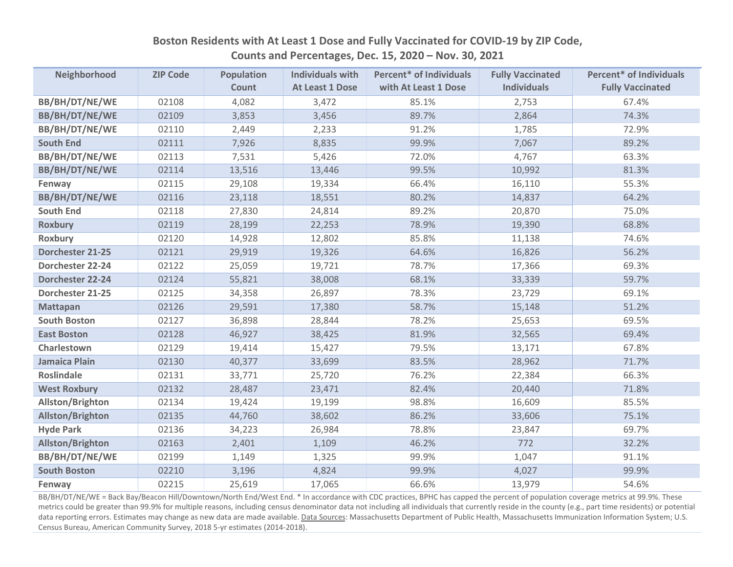## Boston Residents with At Least 1 Dose and Fully Vaccinated for COVID-19 by ZIP Code, Counts and Percentages, Dec. 15, 2020 – Nov. 30, 2021

| Neighborhood | ZIP Code | Population Count | Individuals with At Least 1 Dose | Percent* of Individuals with At Least 1 Dose | Fully Vaccinated Individuals | Percent* of Individuals Fully Vaccinated |
|---|---|---|---|---|---|---|
| **BB/BH/DT/NE/WE** | 02108 | 4,082 | 3,472 | 85.1% | 2,753 | 67.4% |
| **BB/BH/DT/NE/WE** | 02109 | 3,853 | 3,456 | 89.7% | 2,864 | 74.3% |
| **BB/BH/DT/NE/WE** | 02110 | 2,449 | 2,233 | 91.2% | 1,785 | 72.9% |
| **South End** | 02111 | 7,926 | 8,835 | 99.9% | 7,067 | 89.2% |
| **BB/BH/DT/NE/WE** | 02113 | 7,531 | 5,426 | 72.0% | 4,767 | 63.3% |
| **BB/BH/DT/NE/WE** | 02114 | 13,516 | 13,446 | 99.5% | 10,992 | 81.3% |
| **Fenway** | 02115 | 29,108 | 19,334 | 66.4% | 16,110 | 55.3% |
| **BB/BH/DT/NE/WE** | 02116 | 23,118 | 18,551 | 80.2% | 14,837 | 64.2% |
| **South End** | 02118 | 27,830 | 24,814 | 89.2% | 20,870 | 75.0% |
| **Roxbury** | 02119 | 28,199 | 22,253 | 78.9% | 19,390 | 68.8% |
| **Roxbury** | 02120 | 14,928 | 12,802 | 85.8% | 11,138 | 74.6% |
| **Dorchester 21-25** | 02121 | 29,919 | 19,326 | 64.6% | 16,826 | 56.2% |
| **Dorchester 22-24** | 02122 | 25,059 | 19,721 | 78.7% | 17,366 | 69.3% |
| **Dorchester 22-24** | 02124 | 55,821 | 38,008 | 68.1% | 33,339 | 59.7% |
| **Dorchester 21-25** | 02125 | 34,358 | 26,897 | 78.3% | 23,729 | 69.1% |
| **Mattapan** | 02126 | 29,591 | 17,380 | 58.7% | 15,148 | 51.2% |
| **South Boston** | 02127 | 36,898 | 28,844 | 78.2% | 25,653 | 69.5% |
| **East Boston** | 02128 | 46,927 | 38,425 | 81.9% | 32,565 | 69.4% |
| **Charlestown** | 02129 | 19,414 | 15,427 | 79.5% | 13,171 | 67.8% |
| **Jamaica Plain** | 02130 | 40,377 | 33,699 | 83.5% | 28,962 | 71.7% |
| **Roslindale** | 02131 | 33,771 | 25,720 | 76.2% | 22,384 | 66.3% |
| **West Roxbury** | 02132 | 28,487 | 23,471 | 82.4% | 20,440 | 71.8% |
| **Allston/Brighton** | 02134 | 19,424 | 19,199 | 98.8% | 16,609 | 85.5% |
| **Allston/Brighton** | 02135 | 44,760 | 38,602 | 86.2% | 33,606 | 75.1% |
| **Hyde Park** | 02136 | 34,223 | 26,984 | 78.8% | 23,847 | 69.7% |
| **Allston/Brighton** | 02163 | 2,401 | 1,109 | 46.2% | 772 | 32.2% |
| **BB/BH/DT/NE/WE** | 02199 | 1,149 | 1,325 | 99.9% | 1,047 | 91.1% |
| **South Boston** | 02210 | 3,196 | 4,824 | 99.9% | 4,027 | 99.9% |
| **Fenway** | 02215 | 25,619 | 17,065 | 66.6% | 13,979 | 54.6% |

BB/BH/DT/NE/WE = Back Bay/Beacon Hill/Downtown/North End/West End. * In accordance with CDC practices, BPHC has capped the percent of population coverage metrics at 99.9%. These metrics could be greater than 99.9% for multiple reasons, including census denominator data not including all individuals that currently reside in the county (e.g., part time residents) or potential data reporting errors. Estimates may change as new data are made available. Data Sources: Massachusetts Department of Public Health, Massachusetts Immunization Information System; U.S. Census Bureau, American Community Survey, 2018 5-yr estimates (2014-2018).